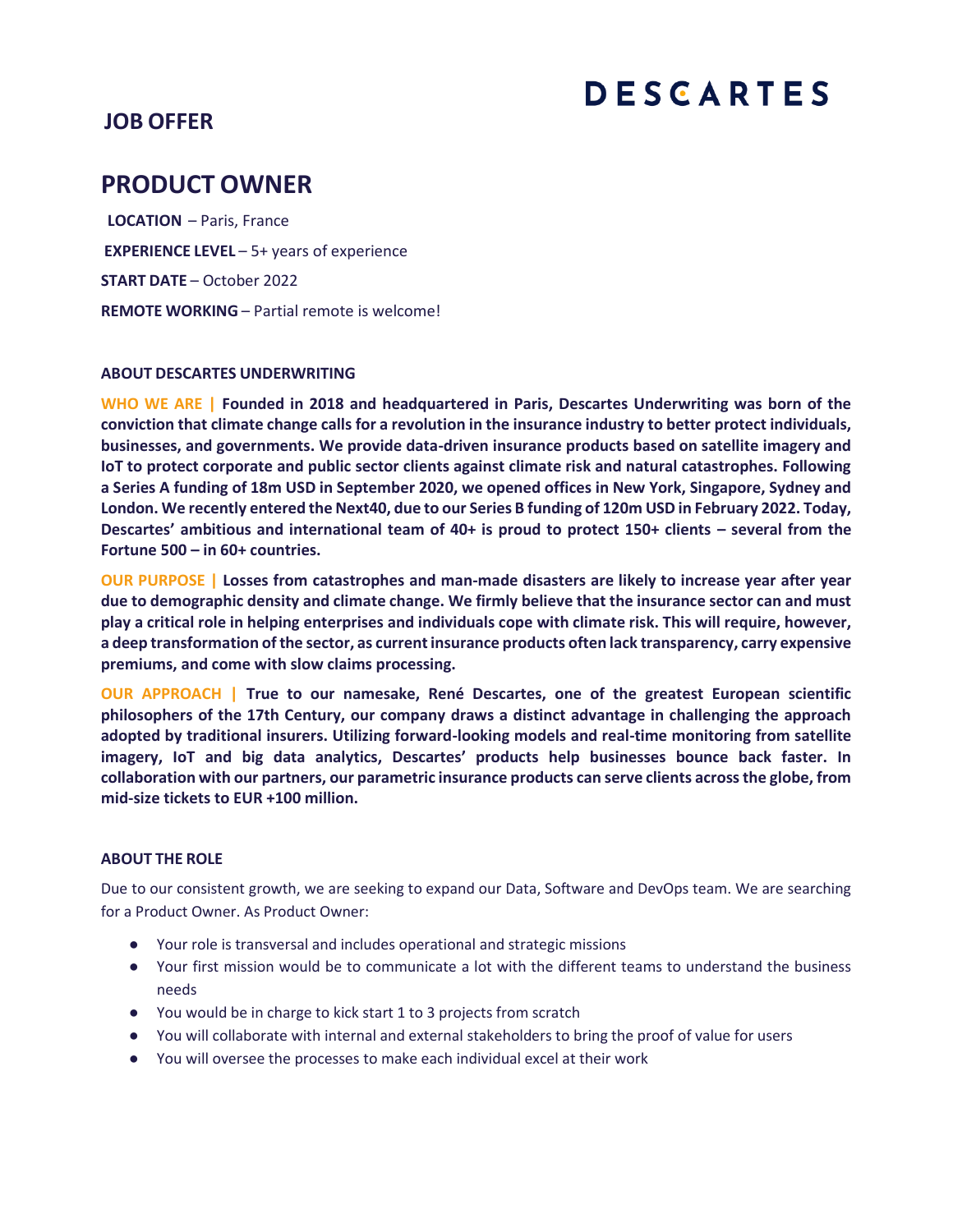DESCARTES

## JOB OFFER

# PRODUCT OWNER

**LOCATION** – Paris, France

**EXPERIENCE LEVEL** – 5+ years of experience

**START DATE** – October 2022

**REMOTE WORKING** – Partial remote is welcome!

### ABOUT DESCARTES UNDERWRITING

**WHO WE ARE | Founded in 2018 and headquartered in Paris, Descartes Underwriting was born of the conviction that climate change calls for a revolution in the insurance industry to better protect individuals, businesses, and governments. We provide data-driven insurance products based on satellite imagery and IoT to protect corporate and public sector clients against climate risk and natural catastrophes. Following a Series A funding of 18m USD in September 2020, we opened offices in New York, Singapore, Sydney and London. We recently entered the Next40, due to our Series B funding of 120m USD in February 2022. Today, Descartes' ambitious and international team of 40+ is proud to protect 150+ clients – several from the Fortune 500 – in 60+ countries.**

**OUR PURPOSE | Losses from catastrophes and man-made disasters are likely to increase year after year due to demographic density and climate change. We firmly believe that the insurance sector can and must play a critical role in helping enterprises and individuals cope with climate risk. This will require, however, a deep transformation of the sector, as current insurance products often lack transparency, carry expensive premiums, and come with slow claims processing.**

**OUR APPROACH | True to our namesake, René Descartes, one of the greatest European scientific philosophers of the 17th Century, our company draws a distinct advantage in challenging the approach adopted by traditional insurers. Utilizing forward-looking models and real-time monitoring from satellite imagery, IoT and big data analytics, Descartes' products help businesses bounce back faster. In collaboration with our partners, our parametric insurance products can serve clients across the globe, from mid-size tickets to EUR +100 million.**

### ABOUT THE ROLE

Due to our consistent growth, we are seeking to expand our Data, Software and DevOps team. We are searching for a Product Owner. As Product Owner:

- Your role is transversal and includes operational and strategic missions
- Your first mission would be to communicate a lot with the different teams to understand the business needs
- You would be in charge to kick start 1 to 3 projects from scratch
- You will collaborate with internal and external stakeholders to bring the proof of value for users
- You will oversee the processes to make each individual excel at their work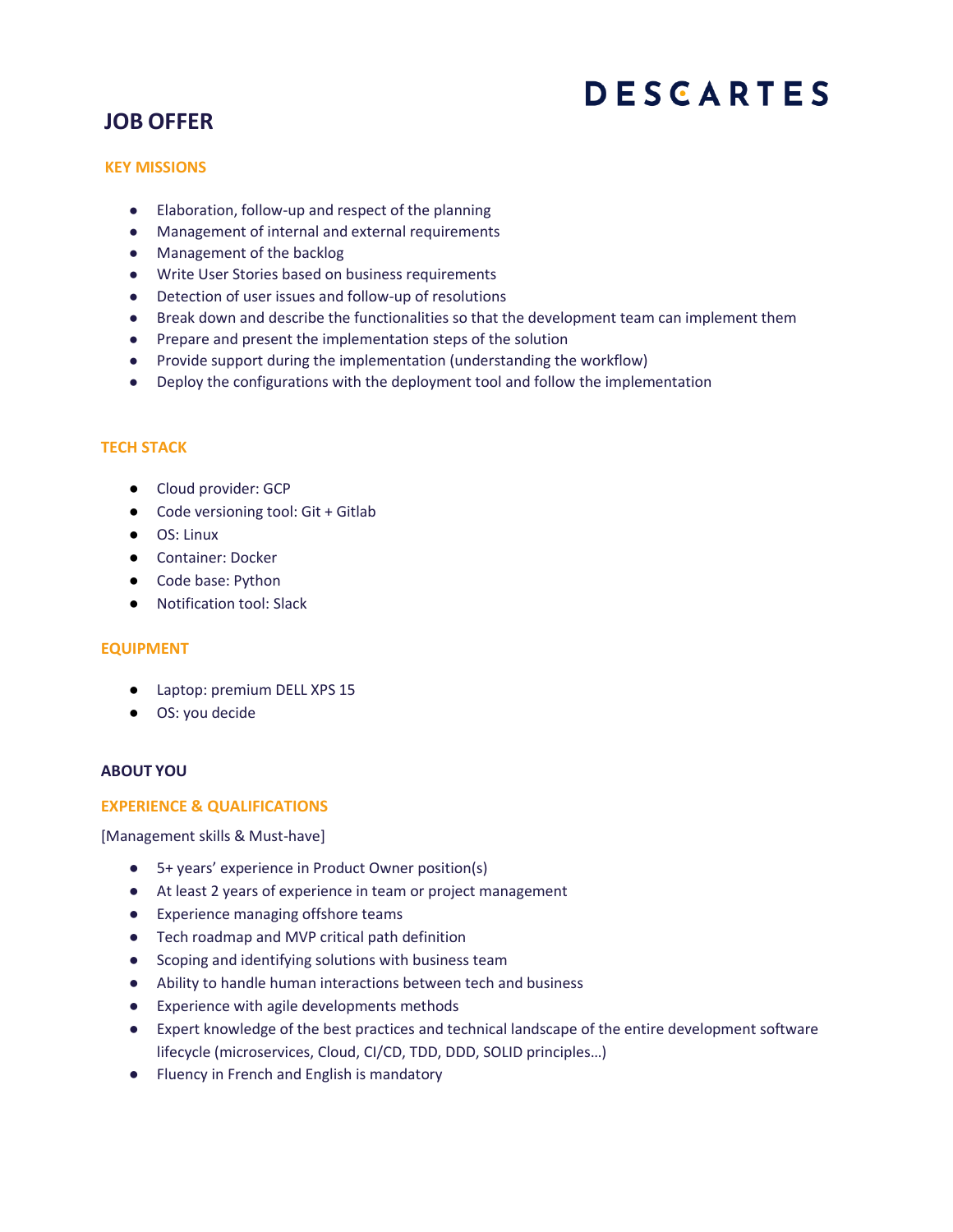# DESCARTES

## JOB OFFER

### KEY MISSIONS

- Elaboration, follow-up and respect of the planning
- Management of internal and external requirements
- Management of the backlog
- Write User Stories based on business requirements
- Detection of user issues and follow-up of resolutions
- Break down and describe the functionalities so that the development team can implement them
- Prepare and present the implementation steps of the solution
- Provide support during the implementation (understanding the workflow)
- Deploy the configurations with the deployment tool and follow the implementation

### TECH STACK

- Cloud provider: GCP
- Code versioning tool: Git + Gitlab
- OS: Linux
- Container: Docker
- Code base: Python
- Notification tool: Slack

### EQUIPMENT

- Laptop: premium DELL XPS 15
- OS: you decide

## ABOUT YOU

### EXPERIENCE & QUALIFICATIONS

[Management skills & Must-have]

- 5+ years' experience in Product Owner position(s)
- At least 2 years of experience in team or project management
- Experience managing offshore teams
- Tech roadmap and MVP critical path definition
- Scoping and identifying solutions with business team
- Ability to handle human interactions between tech and business
- Experience with agile developments methods
- Expert knowledge of the best practices and technical landscape of the entire development software lifecycle (microservices, Cloud, CI/CD, TDD, DDD, SOLID principles…)
- Fluency in French and English is mandatory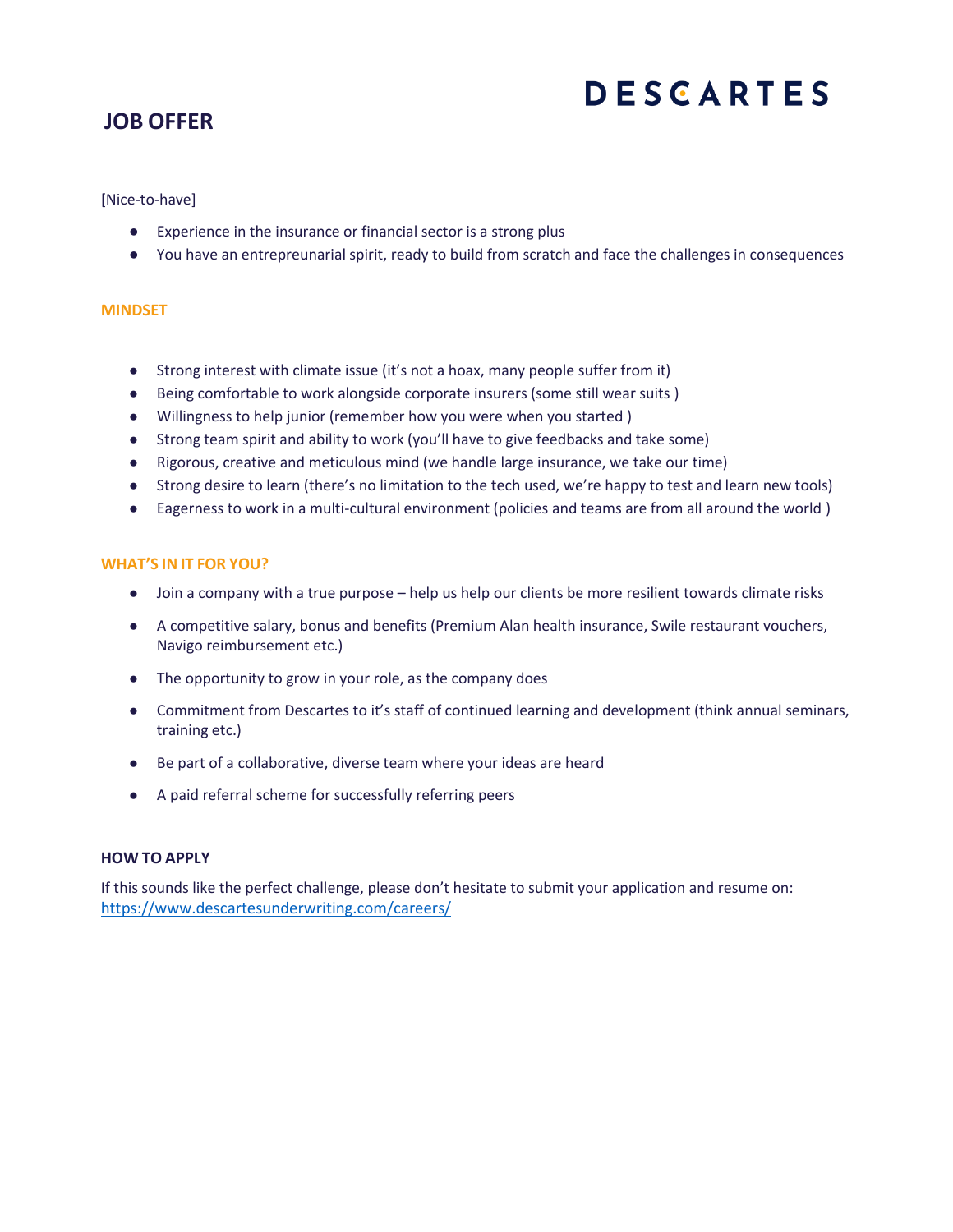# JOB OFFER

[Nice-to-have]

- Experience in the insurance or financial sector is a strong plus
- You have an entrepreunarial spirit, ready to build from scratch and face the challenges in consequences

## MINDSET

- Strong interest with climate issue (it's not a hoax, many people suffer from it)
- Being comfortable to work alongside corporate insurers (some still wear suits )
- Willingness to help junior (remember how you were when you started )
- Strong team spirit and ability to work (you'll have to give feedbacks and take some)
- Rigorous, creative and meticulous mind (we handle large insurance, we take our time)
- Strong desire to learn (there's no limitation to the tech used, we're happy to test and learn new tools)
- Eagerness to work in a multi-cultural environment (policies and teams are from all around the world )

## WHAT'S IN IT FOR YOU?

- Join a company with a true purpose – help us help our clients be more resilient towards climate risks
- A competitive salary, bonus and benefits (Premium Alan health insurance, Swile restaurant vouchers, Navigo reimbursement etc.)
- The opportunity to grow in your role, as the company does
- Commitment from Descartes to it's staff of continued learning and development (think annual seminars, training etc.)
- Be part of a collaborative, diverse team where your ideas are heard
- A paid referral scheme for successfully referring peers

## HOW TO APPLY

If this sounds like the perfect challenge, please don't hesitate to submit your application and resume on: https://www.descartesunderwriting.com/careers/